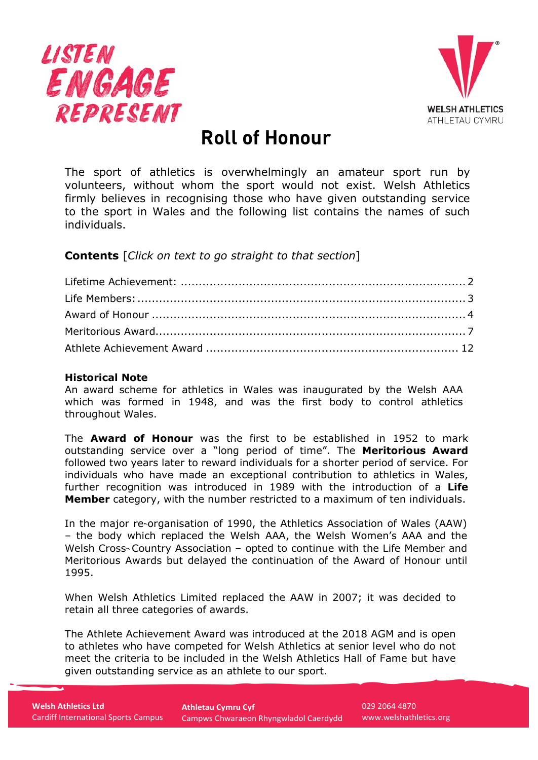LISTEN ENGAGE REPRESENT

WELSH ATHLETICS
ATHLETAU CYMRU

# Roll of Honour

The sport of athletics is overwhelmingly an amateur sport run by volunteers, without whom the sport would not exist. Welsh Athletics firmly believes in recognising those who have given outstanding service to the sport in Wales and the following list contains the names of such individuals.

**Contents** [*Click on text to go straight to that section*]

Lifetime Achievement: .................................................... 2
Life Members: ............................................................. 3
Award of Honour ......................................................... 4
Meritorious Award........................................................ 7
Athlete Achievement Award ........................................ 12

**Historical Note**
An award scheme for athletics in Wales was inaugurated by the Welsh AAA which was formed in 1948, and was the first body to control athletics throughout Wales.

The **Award of Honour** was the first to be established in 1952 to mark outstanding service over a "long period of time". The **Meritorious Award** followed two years later to reward individuals for a shorter period of service. For individuals who have made an exceptional contribution to athletics in Wales, further recognition was introduced in 1989 with the introduction of a **Life Member** category, with the number restricted to a maximum of ten individuals.

In the major re-organisation of 1990, the Athletics Association of Wales (AAW) – the body which replaced the Welsh AAA, the Welsh Women's AAA and the Welsh Cross-Country Association – opted to continue with the Life Member and Meritorious Awards but delayed the continuation of the Award of Honour until 1995.

When Welsh Athletics Limited replaced the AAW in 2007; it was decided to retain all three categories of awards.

The Athlete Achievement Award was introduced at the 2018 AGM and is open to athletes who have competed for Welsh Athletics at senior level who do not meet the criteria to be included in the Welsh Athletics Hall of Fame but have given outstanding service as an athlete to our sport.

**Welsh Athletics Ltd**
Cardiff International Sports Campus

**Athletau Cymru Cyf**
Campws Chwaraeon Rhyngwladol Caerdydd

029 2064 4870
www.welshathletics.org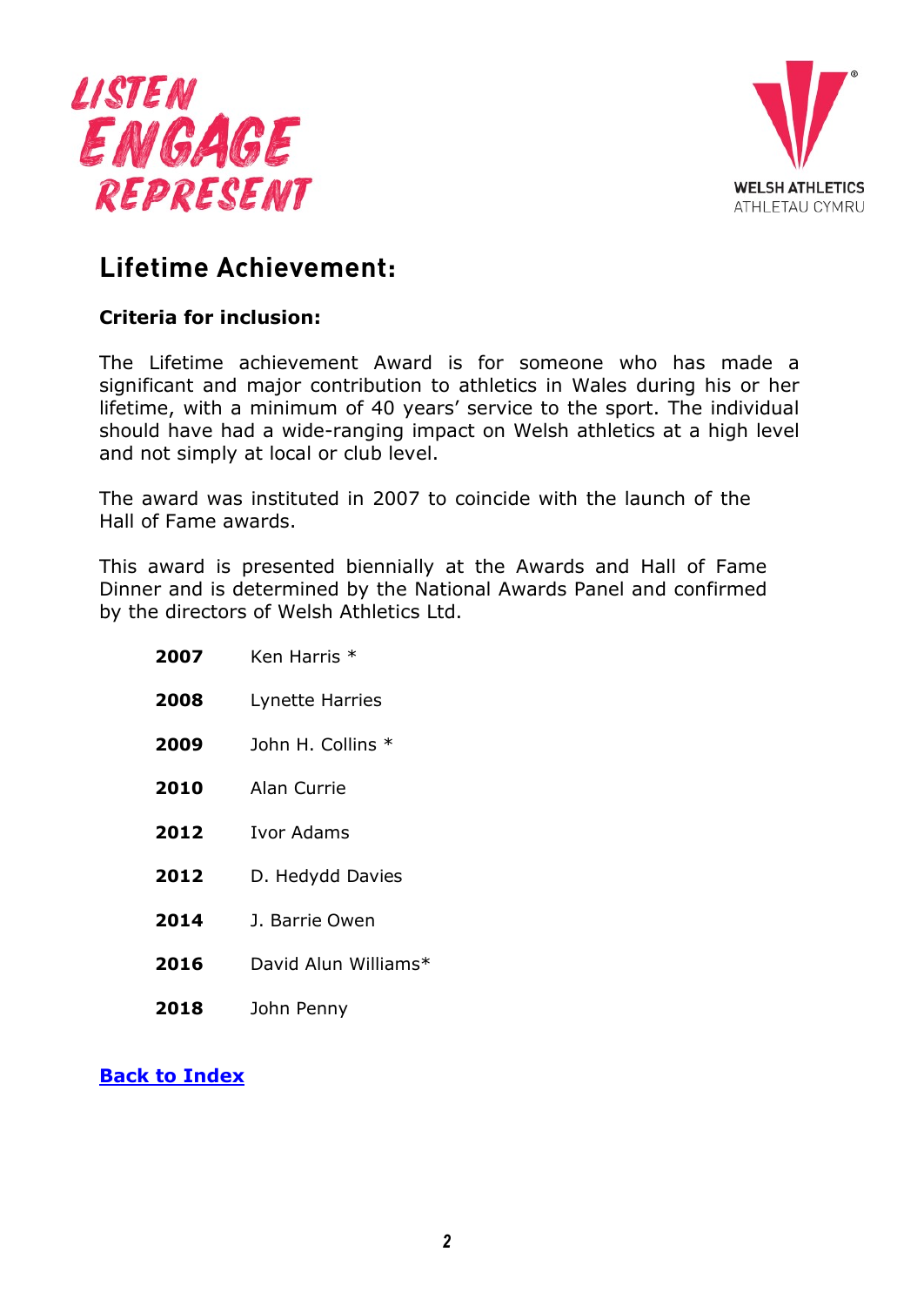## Lifetime Achievement:

**Criteria for inclusion:**

The Lifetime achievement Award is for someone who has made a significant and major contribution to athletics in Wales during his or her lifetime, with a minimum of 40 years' service to the sport. The individual should have had a wide-ranging impact on Welsh athletics at a high level and not simply at local or club level.

The award was instituted in 2007 to coincide with the launch of the Hall of Fame awards.

This award is presented biennially at the Awards and Hall of Fame Dinner and is determined by the National Awards Panel and confirmed by the directors of Welsh Athletics Ltd.

| | |
|---|---|
| **2007** | Ken Harris * |
| **2008** | Lynette Harries |
| **2009** | John H. Collins * |
| **2010** | Alan Currie |
| **2012** | Ivor Adams |
| **2012** | D. Hedydd Davies |
| **2014** | J. Barrie Owen |
| **2016** | David Alun Williams* |
| **2018** | John Penny |

**Back to Index**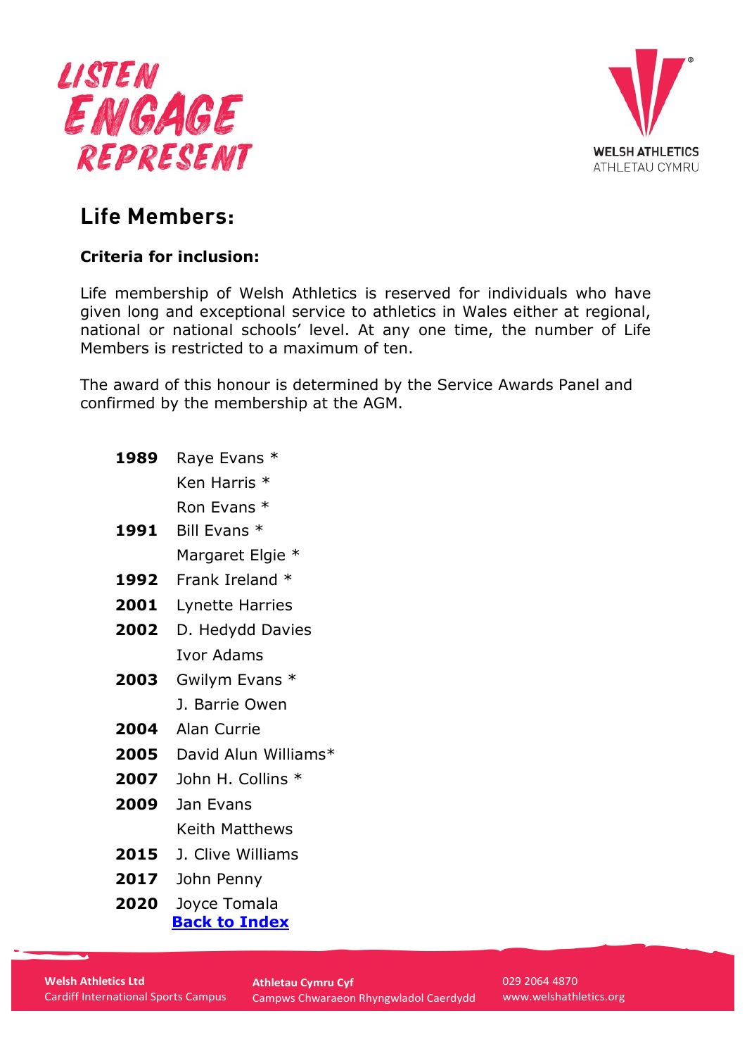## Life Members:

**Criteria for inclusion:**

Life membership of Welsh Athletics is reserved for individuals who have given long and exceptional service to athletics in Wales either at regional, national or national schools' level. At any one time, the number of Life Members is restricted to a maximum of ten.

The award of this honour is determined by the Service Awards Panel and confirmed by the membership at the AGM.

| | |
|---|---|
| **1989** | Raye Evans * |
| | Ken Harris * |
| | Ron Evans * |
| **1991** | Bill Evans * |
| | Margaret Elgie * |
| **1992** | Frank Ireland * |
| **2001** | Lynette Harries |
| **2002** | D. Hedydd Davies |
| | Ivor Adams |
| **2003** | Gwilym Evans * |
| | J. Barrie Owen |
| **2004** | Alan Currie |
| **2005** | David Alun Williams* |
| **2007** | John H. Collins * |
| **2009** | Jan Evans |
| | Keith Matthews |
| **2015** | J. Clive Williams |
| **2017** | John Penny |
| **2020** | Joyce Tomala |

**Back to Index**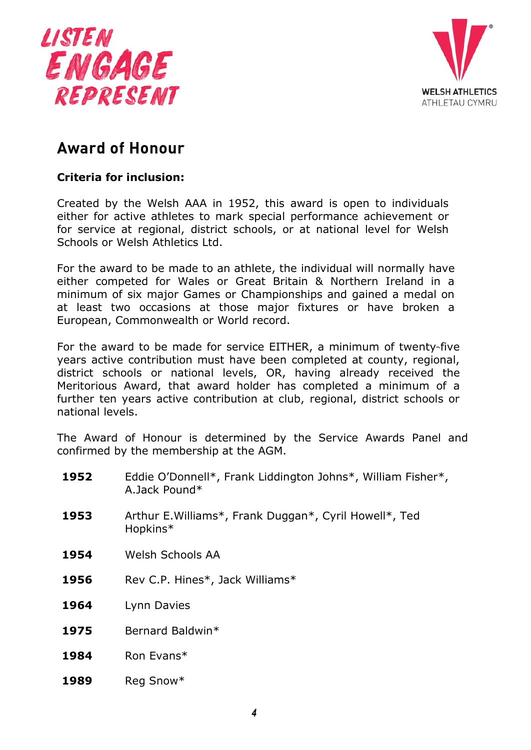LISTEN
ENGAGE
REPRESENT

WELSH ATHLETICS
ATHLETAU CYMRU

## Award of Honour

**Criteria for inclusion:**

Created by the Welsh AAA in 1952, this award is open to individuals either for active athletes to mark special performance achievement or for service at regional, district schools, or at national level for Welsh Schools or Welsh Athletics Ltd.

For the award to be made to an athlete, the individual will normally have either competed for Wales or Great Britain & Northern Ireland in a minimum of six major Games or Championships and gained a medal on at least two occasions at those major fixtures or have broken a European, Commonwealth or World record.

For the award to be made for service EITHER, a minimum of twenty-five years active contribution must have been completed at county, regional, district schools or national levels, OR, having already received the Meritorious Award, that award holder has completed a minimum of a further ten years active contribution at club, regional, district schools or national levels.

The Award of Honour is determined by the Service Awards Panel and confirmed by the membership at the AGM.

| | |
|---|---|
| **1952** | Eddie O'Donnell*, Frank Liddington Johns*, William Fisher*, A.Jack Pound* |
| **1953** | Arthur E.Williams*, Frank Duggan*, Cyril Howell*, Ted Hopkins* |
| **1954** | Welsh Schools AA |
| **1956** | Rev C.P. Hines*, Jack Williams* |
| **1964** | Lynn Davies |
| **1975** | Bernard Baldwin* |
| **1984** | Ron Evans* |
| **1989** | Reg Snow* |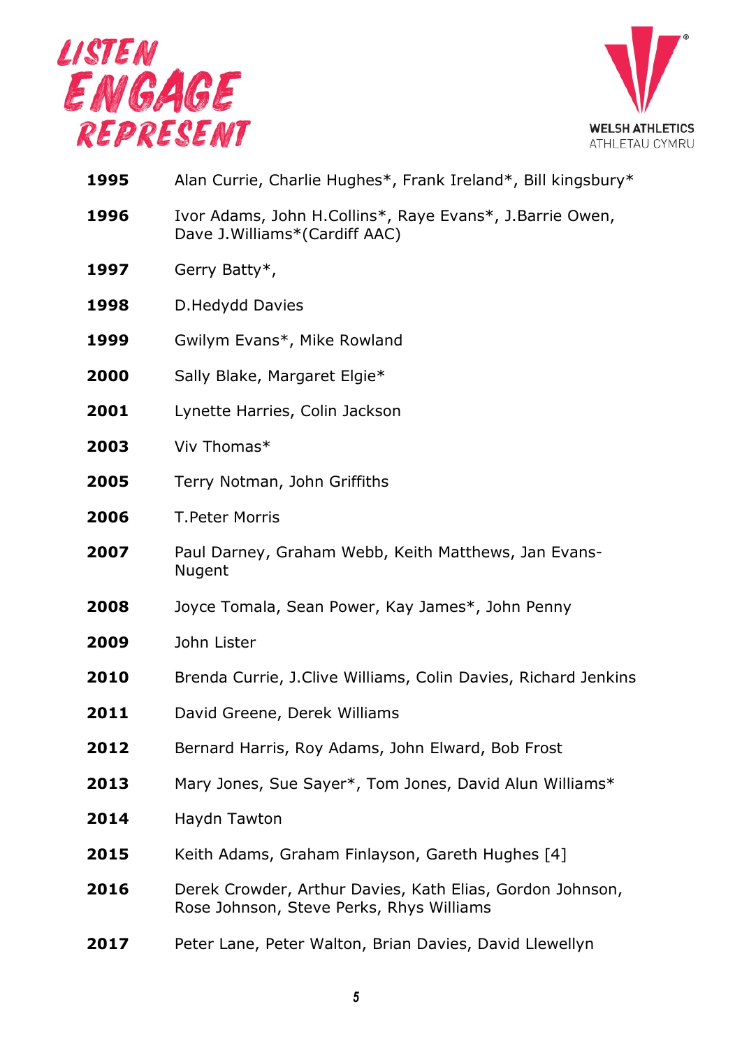| | |
|---|---|
| **1995** | Alan Currie, Charlie Hughes*, Frank Ireland*, Bill kingsbury* |
| **1996** | Ivor Adams, John H.Collins*, Raye Evans*, J.Barrie Owen, Dave J.Williams*(Cardiff AAC) |
| **1997** | Gerry Batty*, |
| **1998** | D.Hedydd Davies |
| **1999** | Gwilym Evans*, Mike Rowland |
| **2000** | Sally Blake, Margaret Elgie* |
| **2001** | Lynette Harries, Colin Jackson |
| **2003** | Viv Thomas* |
| **2005** | Terry Notman, John Griffiths |
| **2006** | T.Peter Morris |
| **2007** | Paul Darney, Graham Webb, Keith Matthews, Jan Evans-Nugent |
| **2008** | Joyce Tomala, Sean Power, Kay James*, John Penny |
| **2009** | John Lister |
| **2010** | Brenda Currie, J.Clive Williams, Colin Davies, Richard Jenkins |
| **2011** | David Greene, Derek Williams |
| **2012** | Bernard Harris, Roy Adams, John Elward, Bob Frost |
| **2013** | Mary Jones, Sue Sayer*, Tom Jones, David Alun Williams* |
| **2014** | Haydn Tawton |
| **2015** | Keith Adams, Graham Finlayson, Gareth Hughes [4] |
| **2016** | Derek Crowder, Arthur Davies, Kath Elias, Gordon Johnson, Rose Johnson, Steve Perks, Rhys Williams |
| **2017** | Peter Lane, Peter Walton, Brian Davies, David Llewellyn |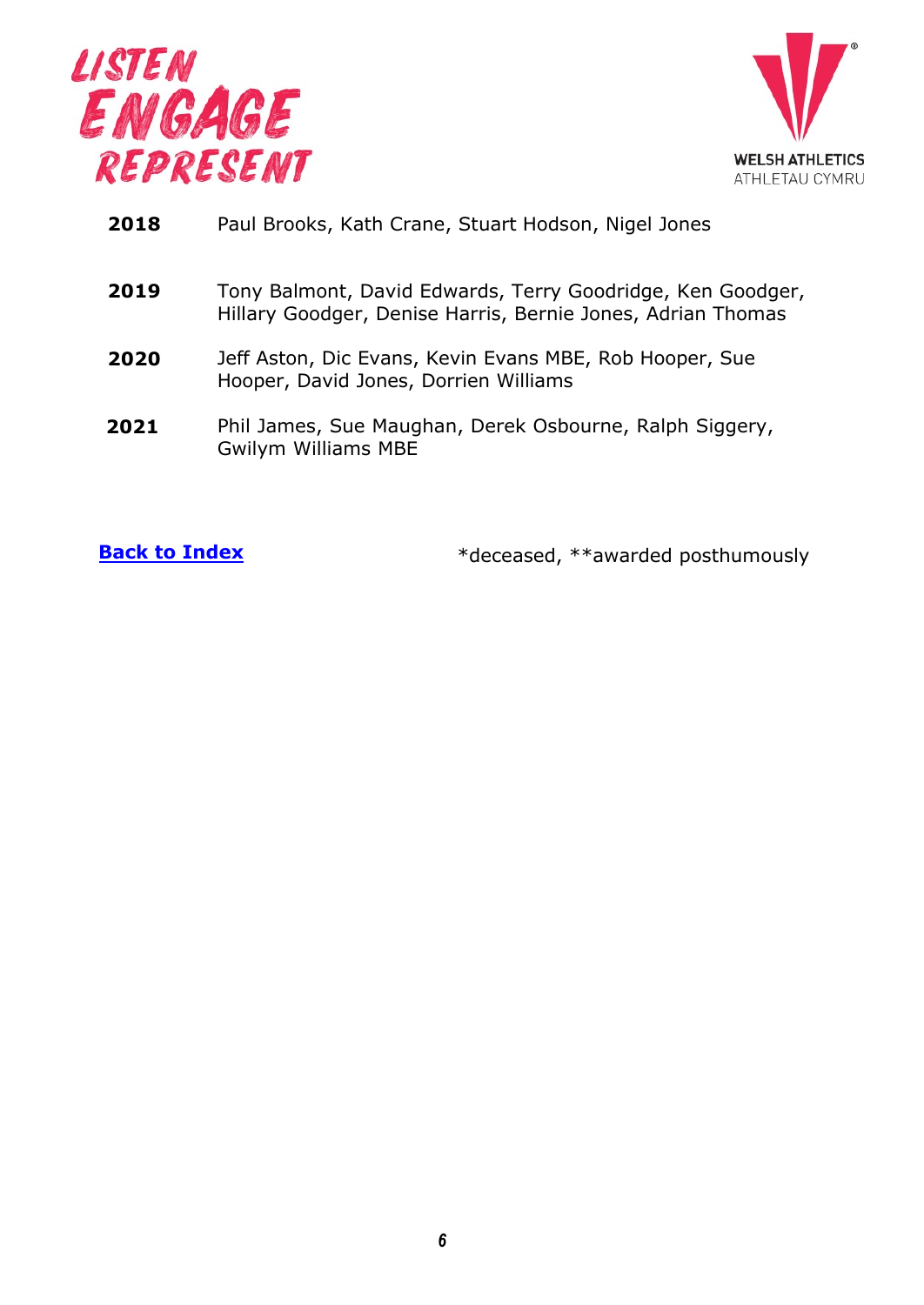| | |
|---|---|
| **2018** | Paul Brooks, Kath Crane, Stuart Hodson, Nigel Jones |
| **2019** | Tony Balmont, David Edwards, Terry Goodridge, Ken Goodger, Hillary Goodger, Denise Harris, Bernie Jones, Adrian Thomas |
| **2020** | Jeff Aston, Dic Evans, Kevin Evans MBE, Rob Hooper, Sue Hooper, David Jones, Dorrien Williams |
| **2021** | Phil James, Sue Maughan, Derek Osbourne, Ralph Siggery, Gwilym Williams MBE |

**Back to Index**

*deceased, **awarded posthumously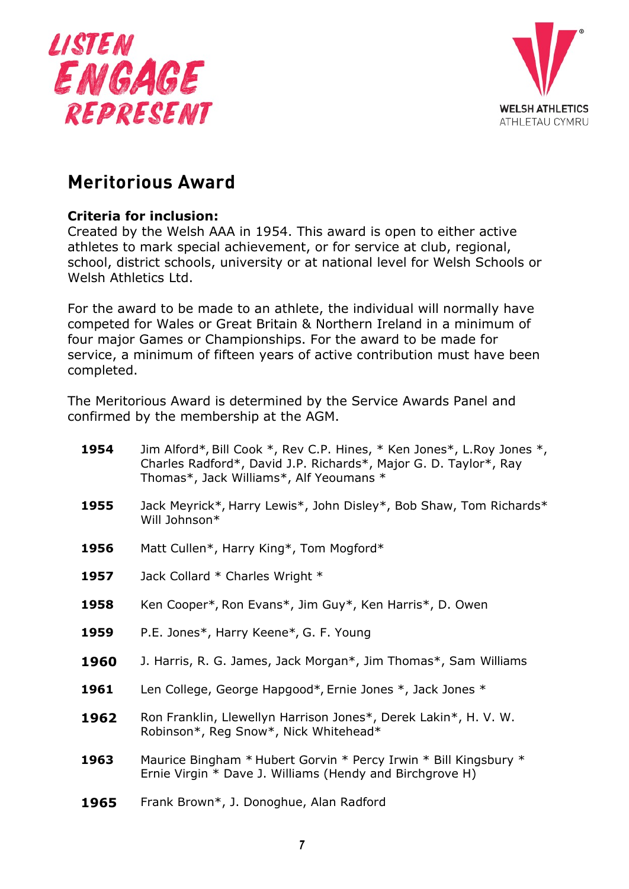## Meritorious Award

**Criteria for inclusion:**
Created by the Welsh AAA in 1954. This award is open to either active athletes to mark special achievement, or for service at club, regional, school, district schools, university or at national level for Welsh Schools or Welsh Athletics Ltd.

For the award to be made to an athlete, the individual will normally have competed for Wales or Great Britain & Northern Ireland in a minimum of four major Games or Championships. For the award to be made for service, a minimum of fifteen years of active contribution must have been completed.

The Meritorious Award is determined by the Service Awards Panel and confirmed by the membership at the AGM.

| | |
|---|---|
| **1954** | Jim Alford*, Bill Cook *, Rev C.P. Hines, * Ken Jones*, L.Roy Jones *, Charles Radford*, David J.P. Richards*, Major G. D. Taylor*, Ray Thomas*, Jack Williams*, Alf Yeoumans * |
| **1955** | Jack Meyrick*, Harry Lewis*, John Disley*, Bob Shaw, Tom Richards* Will Johnson* |
| **1956** | Matt Cullen*, Harry King*, Tom Mogford* |
| **1957** | Jack Collard * Charles Wright * |
| **1958** | Ken Cooper*, Ron Evans*, Jim Guy*, Ken Harris*, D. Owen |
| **1959** | P.E. Jones*, Harry Keene*, G. F. Young |
| **1960** | J. Harris, R. G. James, Jack Morgan*, Jim Thomas*, Sam Williams |
| **1961** | Len College, George Hapgood*, Ernie Jones *, Jack Jones * |
| **1962** | Ron Franklin, Llewellyn Harrison Jones*, Derek Lakin*, H. V. W. Robinson*, Reg Snow*, Nick Whitehead* |
| **1963** | Maurice Bingham * Hubert Gorvin * Percy Irwin * Bill Kingsbury * Ernie Virgin * Dave J. Williams (Hendy and Birchgrove H) |
| **1965** | Frank Brown*, J. Donoghue, Alan Radford |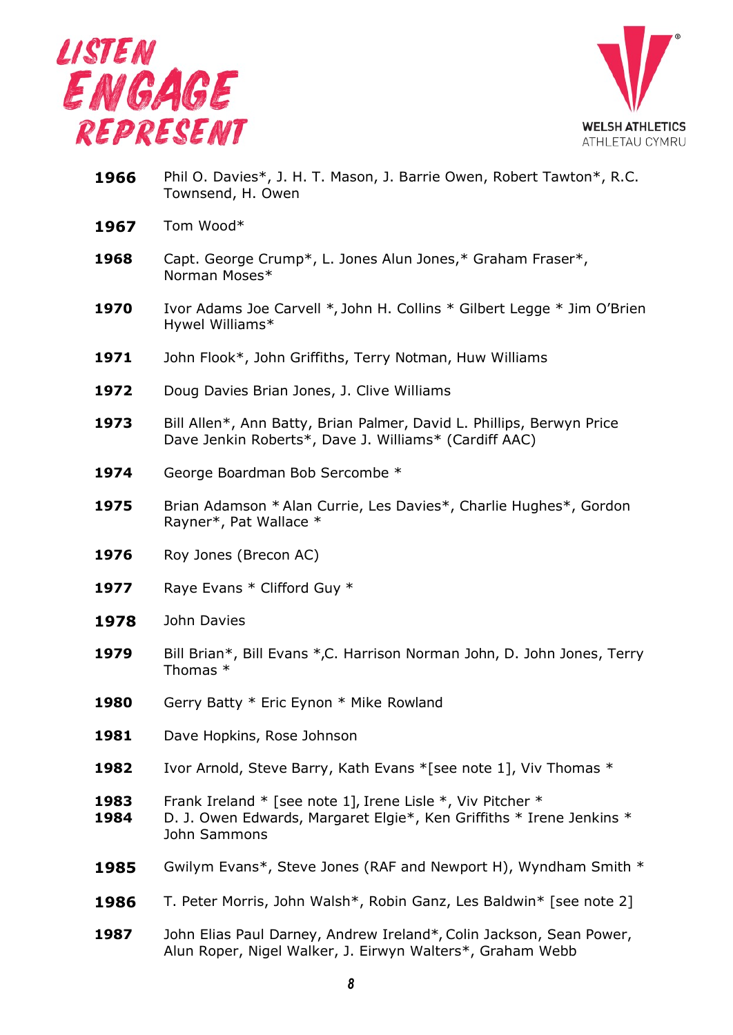**1966** Phil O. Davies*, J. H. T. Mason, J. Barrie Owen, Robert Tawton*, R.C. Townsend, H. Owen

**1967** Tom Wood*

**1968** Capt. George Crump*, L. Jones Alun Jones,* Graham Fraser*, Norman Moses*

**1970** Ivor Adams Joe Carvell *, John H. Collins * Gilbert Legge * Jim O'Brien Hywel Williams*

**1971** John Flook*, John Griffiths, Terry Notman, Huw Williams

**1972** Doug Davies Brian Jones, J. Clive Williams

**1973** Bill Allen*, Ann Batty, Brian Palmer, David L. Phillips, Berwyn Price Dave Jenkin Roberts*, Dave J. Williams* (Cardiff AAC)

**1974** George Boardman Bob Sercombe *

**1975** Brian Adamson * Alan Currie, Les Davies*, Charlie Hughes*, Gordon Rayner*, Pat Wallace *

**1976** Roy Jones (Brecon AC)

**1977** Raye Evans * Clifford Guy *

**1978** John Davies

**1979** Bill Brian*, Bill Evans *,C. Harrison Norman John, D. John Jones, Terry Thomas *

**1980** Gerry Batty * Eric Eynon * Mike Rowland

**1981** Dave Hopkins, Rose Johnson

**1982** Ivor Arnold, Steve Barry, Kath Evans *[see note 1], Viv Thomas *

**1983** Frank Ireland * [see note 1], Irene Lisle *, Viv Pitcher *

**1984** D. J. Owen Edwards, Margaret Elgie*, Ken Griffiths * Irene Jenkins * John Sammons

**1985** Gwilym Evans*, Steve Jones (RAF and Newport H), Wyndham Smith *

**1986** T. Peter Morris, John Walsh*, Robin Ganz, Les Baldwin* [see note 2]

**1987** John Elias Paul Darney, Andrew Ireland*, Colin Jackson, Sean Power, Alun Roper, Nigel Walker, J. Eirwyn Walters*, Graham Webb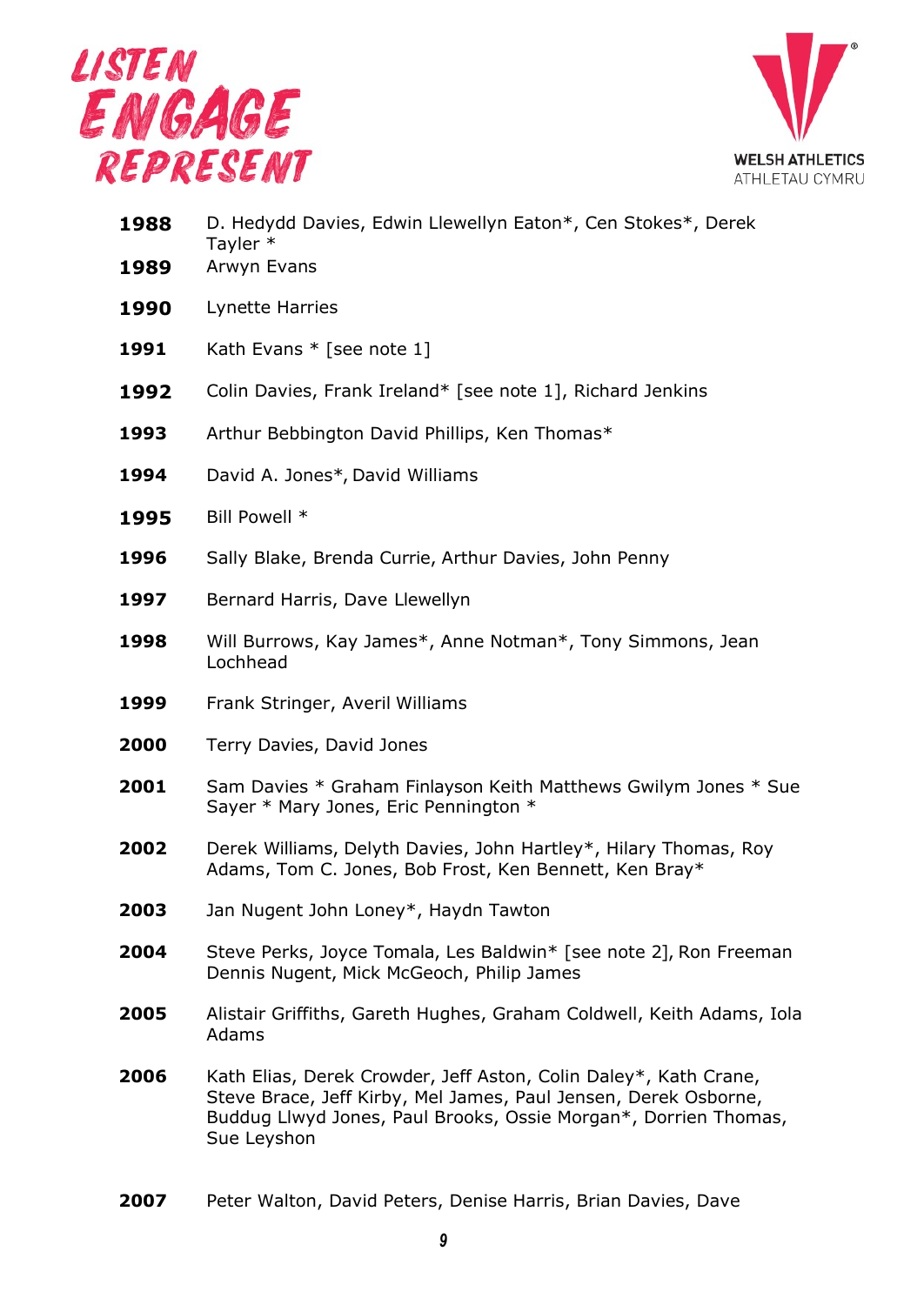**1988** D. Hedydd Davies, Edwin Llewellyn Eaton*, Cen Stokes*, Derek Tayler *

**1989** Arwyn Evans

**1990** Lynette Harries

**1991** Kath Evans * [see note 1]

**1992** Colin Davies, Frank Ireland* [see note 1], Richard Jenkins

**1993** Arthur Bebbington David Phillips, Ken Thomas*

**1994** David A. Jones*, David Williams

**1995** Bill Powell *

**1996** Sally Blake, Brenda Currie, Arthur Davies, John Penny

**1997** Bernard Harris, Dave Llewellyn

**1998** Will Burrows, Kay James*, Anne Notman*, Tony Simmons, Jean Lochhead

**1999** Frank Stringer, Averil Williams

**2000** Terry Davies, David Jones

**2001** Sam Davies * Graham Finlayson Keith Matthews Gwilym Jones * Sue Sayer * Mary Jones, Eric Pennington *

**2002** Derek Williams, Delyth Davies, John Hartley*, Hilary Thomas, Roy Adams, Tom C. Jones, Bob Frost, Ken Bennett, Ken Bray*

**2003** Jan Nugent John Loney*, Haydn Tawton

**2004** Steve Perks, Joyce Tomala, Les Baldwin* [see note 2], Ron Freeman Dennis Nugent, Mick McGeoch, Philip James

**2005** Alistair Griffiths, Gareth Hughes, Graham Coldwell, Keith Adams, Iola Adams

**2006** Kath Elias, Derek Crowder, Jeff Aston, Colin Daley*, Kath Crane, Steve Brace, Jeff Kirby, Mel James, Paul Jensen, Derek Osborne, Buddug Llwyd Jones, Paul Brooks, Ossie Morgan*, Dorrien Thomas, Sue Leyshon

**2007** Peter Walton, David Peters, Denise Harris, Brian Davies, Dave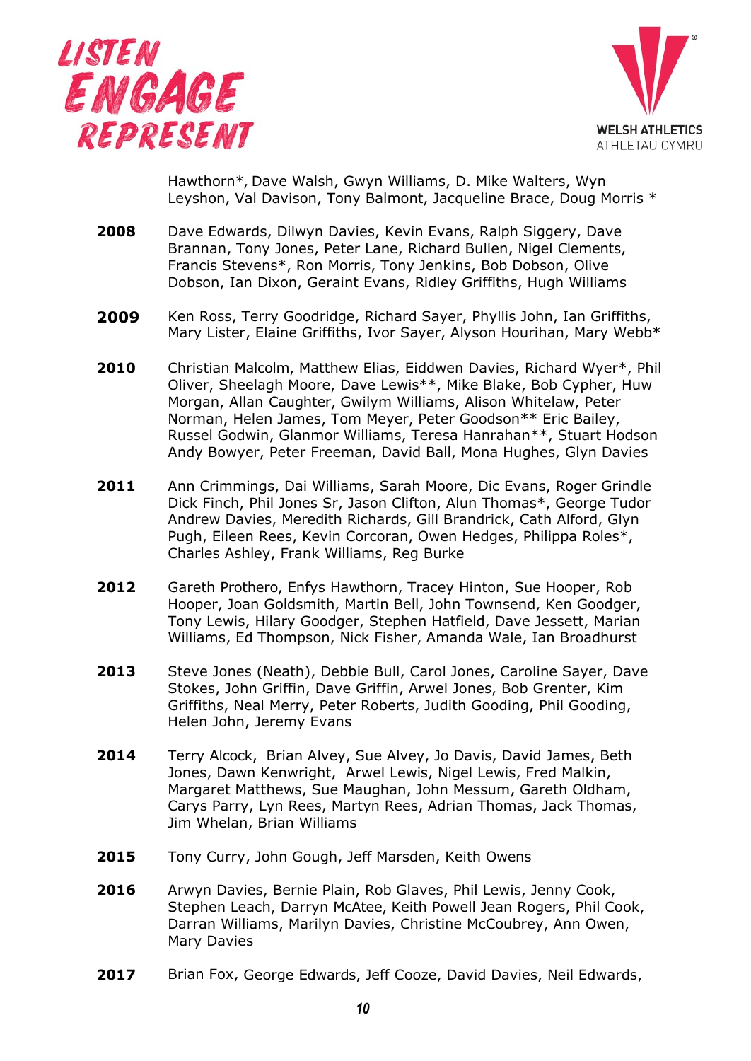Hawthorn*, Dave Walsh, Gwyn Williams, D. Mike Walters, Wyn Leyshon, Val Davison, Tony Balmont, Jacqueline Brace, Doug Morris *

**2008** Dave Edwards, Dilwyn Davies, Kevin Evans, Ralph Siggery, Dave Brannan, Tony Jones, Peter Lane, Richard Bullen, Nigel Clements, Francis Stevens*, Ron Morris, Tony Jenkins, Bob Dobson, Olive Dobson, Ian Dixon, Geraint Evans, Ridley Griffiths, Hugh Williams

**2009** Ken Ross, Terry Goodridge, Richard Sayer, Phyllis John, Ian Griffiths, Mary Lister, Elaine Griffiths, Ivor Sayer, Alyson Hourihan, Mary Webb*

**2010** Christian Malcolm, Matthew Elias, Eiddwen Davies, Richard Wyer*, Phil Oliver, Sheelagh Moore, Dave Lewis**, Mike Blake, Bob Cypher, Huw Morgan, Allan Caughter, Gwilym Williams, Alison Whitelaw, Peter Norman, Helen James, Tom Meyer, Peter Goodson** Eric Bailey, Russel Godwin, Glanmor Williams, Teresa Hanrahan**, Stuart Hodson Andy Bowyer, Peter Freeman, David Ball, Mona Hughes, Glyn Davies

**2011** Ann Crimmings, Dai Williams, Sarah Moore, Dic Evans, Roger Grindle Dick Finch, Phil Jones Sr, Jason Clifton, Alun Thomas*, George Tudor Andrew Davies, Meredith Richards, Gill Brandrick, Cath Alford, Glyn Pugh, Eileen Rees, Kevin Corcoran, Owen Hedges, Philippa Roles*, Charles Ashley, Frank Williams, Reg Burke

**2012** Gareth Prothero, Enfys Hawthorn, Tracey Hinton, Sue Hooper, Rob Hooper, Joan Goldsmith, Martin Bell, John Townsend, Ken Goodger, Tony Lewis, Hilary Goodger, Stephen Hatfield, Dave Jessett, Marian Williams, Ed Thompson, Nick Fisher, Amanda Wale, Ian Broadhurst

**2013** Steve Jones (Neath), Debbie Bull, Carol Jones, Caroline Sayer, Dave Stokes, John Griffin, Dave Griffin, Arwel Jones, Bob Grenter, Kim Griffiths, Neal Merry, Peter Roberts, Judith Gooding, Phil Gooding, Helen John, Jeremy Evans

**2014** Terry Alcock, Brian Alvey, Sue Alvey, Jo Davis, David James, Beth Jones, Dawn Kenwright, Arwel Lewis, Nigel Lewis, Fred Malkin, Margaret Matthews, Sue Maughan, John Messum, Gareth Oldham, Carys Parry, Lyn Rees, Martyn Rees, Adrian Thomas, Jack Thomas, Jim Whelan, Brian Williams

**2015** Tony Curry, John Gough, Jeff Marsden, Keith Owens

**2016** Arwyn Davies, Bernie Plain, Rob Glaves, Phil Lewis, Jenny Cook, Stephen Leach, Darryn McAtee, Keith Powell Jean Rogers, Phil Cook, Darran Williams, Marilyn Davies, Christine McCoubrey, Ann Owen, Mary Davies

**2017** Brian Fox, George Edwards, Jeff Cooze, David Davies, Neil Edwards,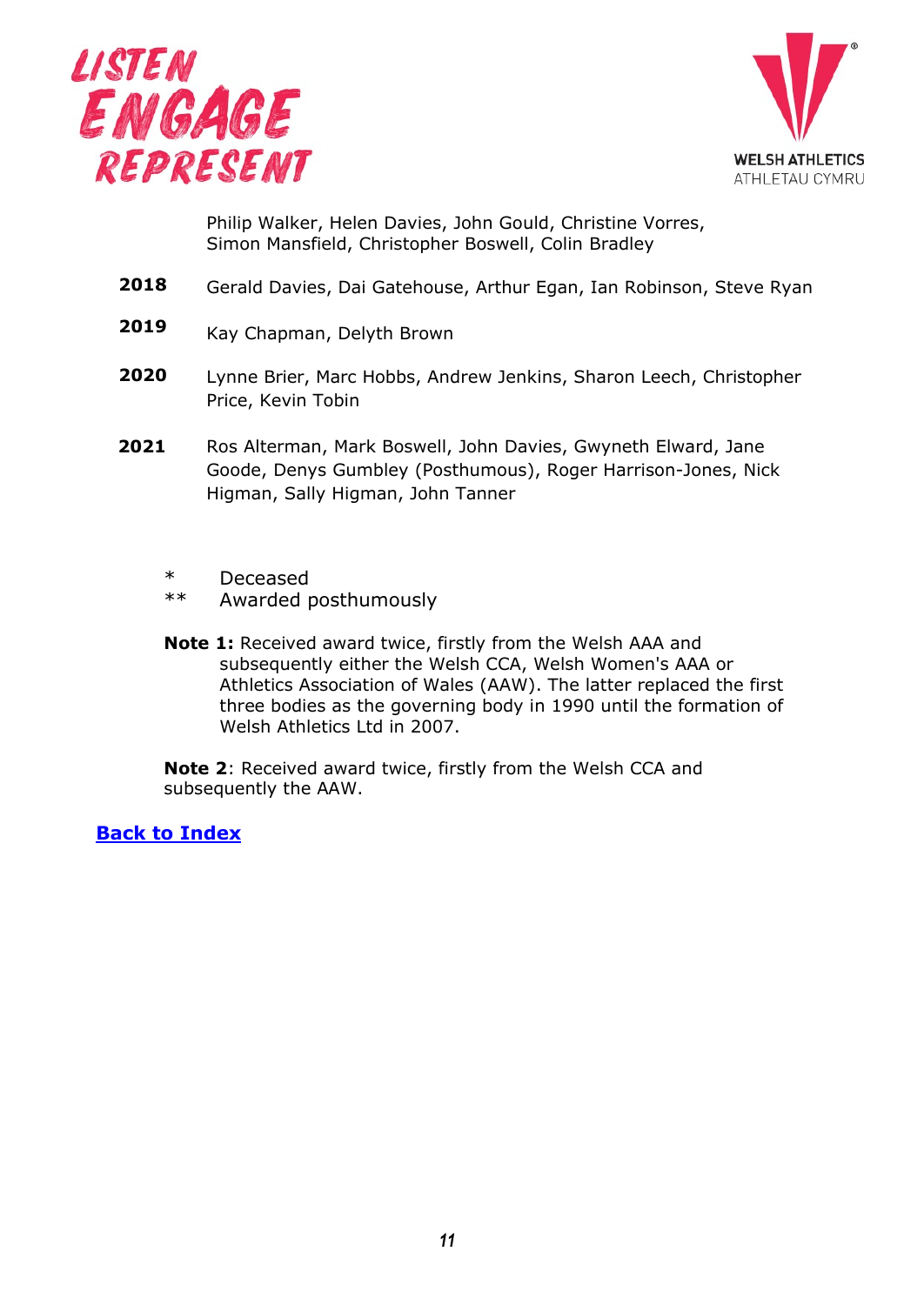Philip Walker, Helen Davies, John Gould, Christine Vorres, Simon Mansfield, Christopher Boswell, Colin Bradley

**2018** Gerald Davies, Dai Gatehouse, Arthur Egan, Ian Robinson, Steve Ryan

**2019** Kay Chapman, Delyth Brown

**2020** Lynne Brier, Marc Hobbs, Andrew Jenkins, Sharon Leech, Christopher Price, Kevin Tobin

**2021** Ros Alterman, Mark Boswell, John Davies, Gwyneth Elward, Jane Goode, Denys Gumbley (Posthumous), Roger Harrison-Jones, Nick Higman, Sally Higman, John Tanner

\* Deceased
\*\* Awarded posthumously

**Note 1:** Received award twice, firstly from the Welsh AAA and subsequently either the Welsh CCA, Welsh Women's AAA or Athletics Association of Wales (AAW). The latter replaced the first three bodies as the governing body in 1990 until the formation of Welsh Athletics Ltd in 2007.

**Note 2**: Received award twice, firstly from the Welsh CCA and subsequently the AAW.

**Back to Index**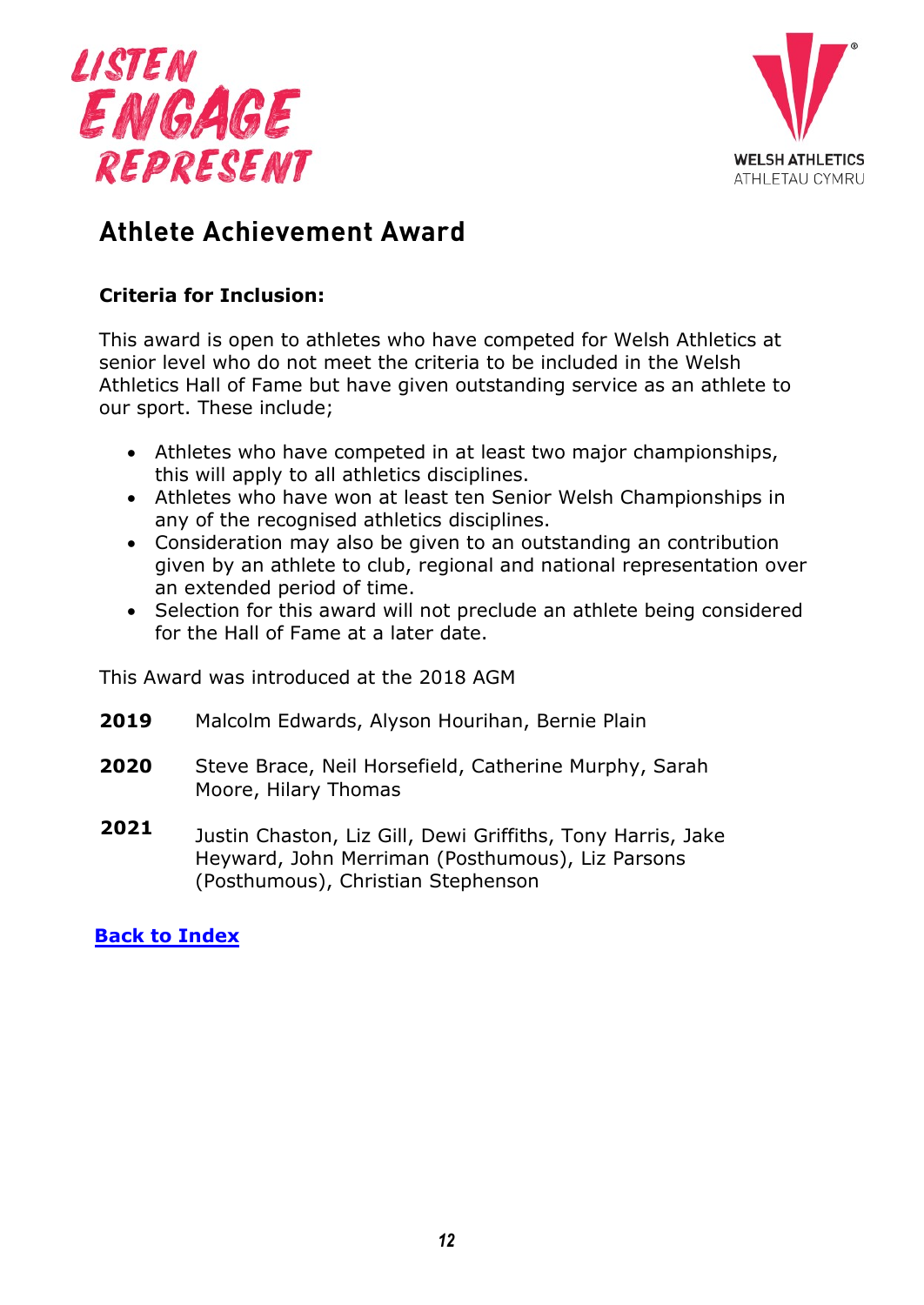# Athlete Achievement Award

**Criteria for Inclusion:**

This award is open to athletes who have competed for Welsh Athletics at senior level who do not meet the criteria to be included in the Welsh Athletics Hall of Fame but have given outstanding service as an athlete to our sport. These include;

- Athletes who have competed in at least two major championships, this will apply to all athletics disciplines.
- Athletes who have won at least ten Senior Welsh Championships in any of the recognised athletics disciplines.
- Consideration may also be given to an outstanding an contribution given by an athlete to club, regional and national representation over an extended period of time.
- Selection for this award will not preclude an athlete being considered for the Hall of Fame at a later date.

This Award was introduced at the 2018 AGM

**2019** Malcolm Edwards, Alyson Hourihan, Bernie Plain

**2020** Steve Brace, Neil Horsefield, Catherine Murphy, Sarah Moore, Hilary Thomas

**2021** Justin Chaston, Liz Gill, Dewi Griffiths, Tony Harris, Jake Heyward, John Merriman (Posthumous), Liz Parsons (Posthumous), Christian Stephenson

**Back to Index**